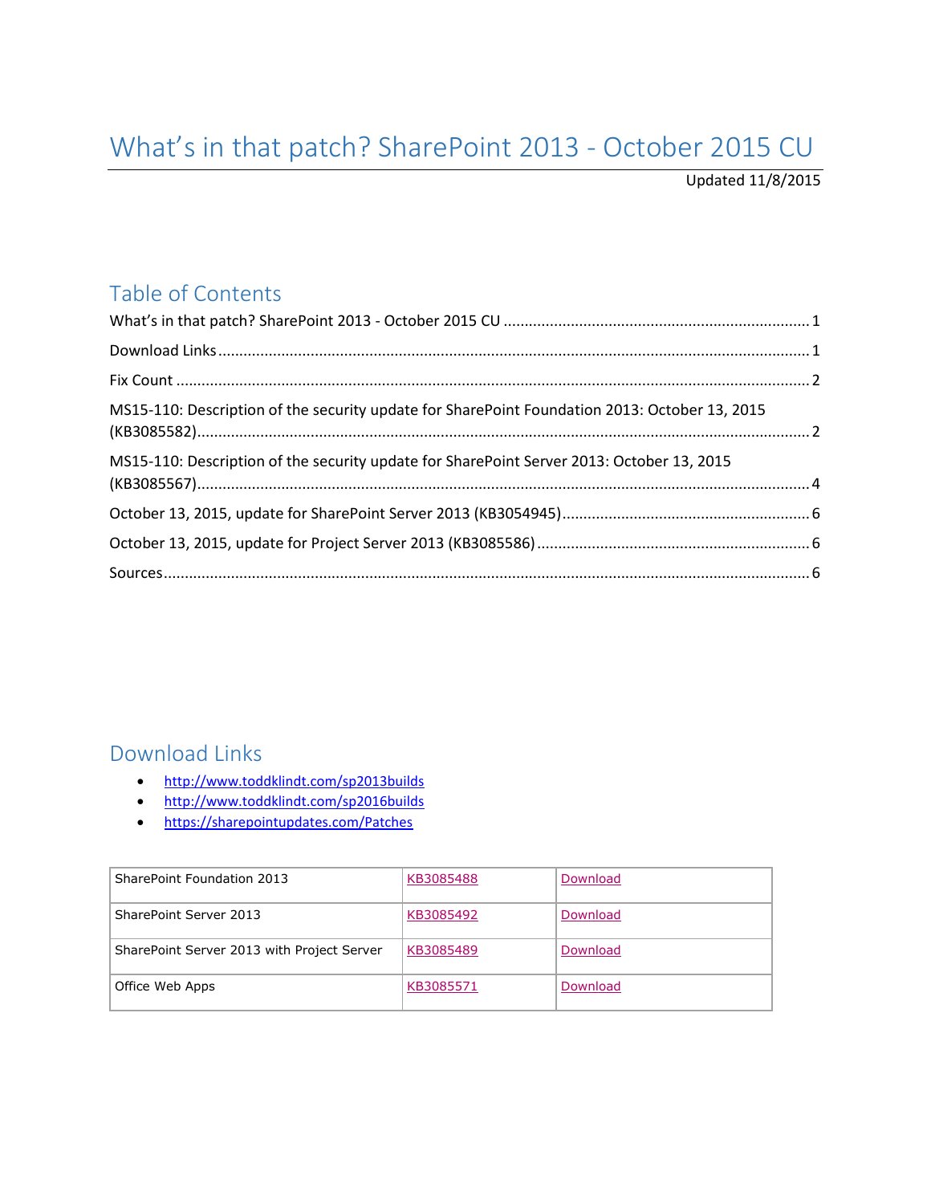# What's in that patch? SharePoint 2013 - October 2015 CU

Updated 11/8/2015

## Table of Contents

What's in that patch? SharePoint 2013 - October 2015 CU ........ 1

Download Links ........ 1

Fix Count ........ 2

MS15-110: Description of the security update for SharePoint Foundation 2013: October 13, 2015 (KB3085582) ........ 2

MS15-110: Description of the security update for SharePoint Server 2013: October 13, 2015 (KB3085567) ........ 4

October 13, 2015, update for SharePoint Server 2013 (KB3054945) ........ 6

October 13, 2015, update for Project Server 2013 (KB3085586) ........ 6

Sources ........ 6

## Download Links

- http://www.toddklindt.com/sp2013builds
- http://www.toddklindt.com/sp2016builds
- https://sharepointupdates.com/Patches

| | | |
|---|---|---|
| SharePoint Foundation 2013 | KB3085488 | Download |
| SharePoint Server 2013 | KB3085492 | Download |
| SharePoint Server 2013 with Project Server | KB3085489 | Download |
| Office Web Apps | KB3085571 | Download |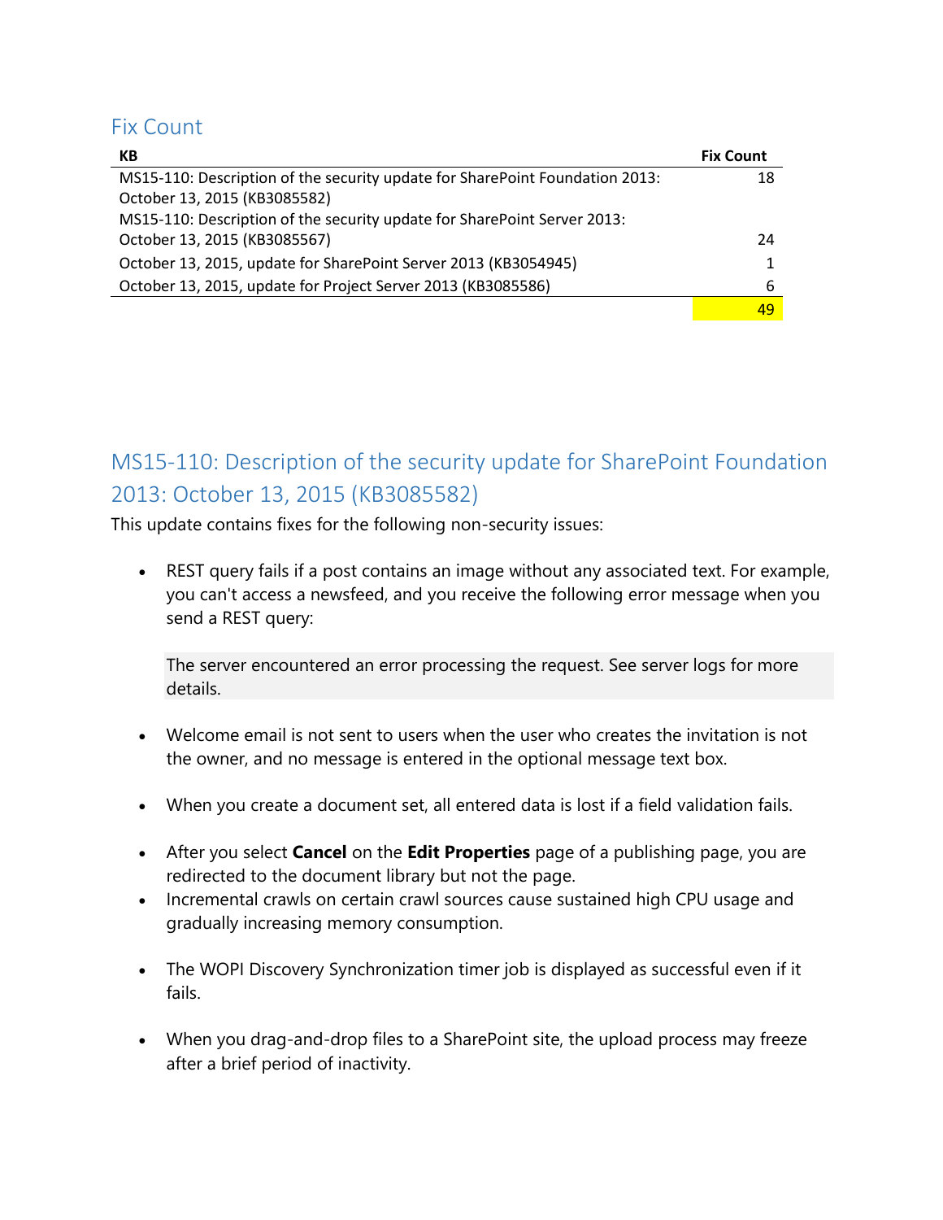## Fix Count

| KB | Fix Count |
|---|---|
| MS15-110: Description of the security update for SharePoint Foundation 2013: October 13, 2015 (KB3085582) | 18 |
| MS15-110: Description of the security update for SharePoint Server 2013: October 13, 2015 (KB3085567) | 24 |
| October 13, 2015, update for SharePoint Server 2013 (KB3054945) | 1 |
| October 13, 2015, update for Project Server 2013 (KB3085586) | 6 |
| | 49 |

## MS15-110: Description of the security update for SharePoint Foundation 2013: October 13, 2015 (KB3085582)

This update contains fixes for the following non-security issues:

- REST query fails if a post contains an image without any associated text. For example, you can't access a newsfeed, and you receive the following error message when you send a REST query:

  > The server encountered an error processing the request. See server logs for more details.

- Welcome email is not sent to users when the user who creates the invitation is not the owner, and no message is entered in the optional message text box.

- When you create a document set, all entered data is lost if a field validation fails.

- After you select **Cancel** on the **Edit Properties** page of a publishing page, you are redirected to the document library but not the page.
- Incremental crawls on certain crawl sources cause sustained high CPU usage and gradually increasing memory consumption.

- The WOPI Discovery Synchronization timer job is displayed as successful even if it fails.

- When you drag-and-drop files to a SharePoint site, the upload process may freeze after a brief period of inactivity.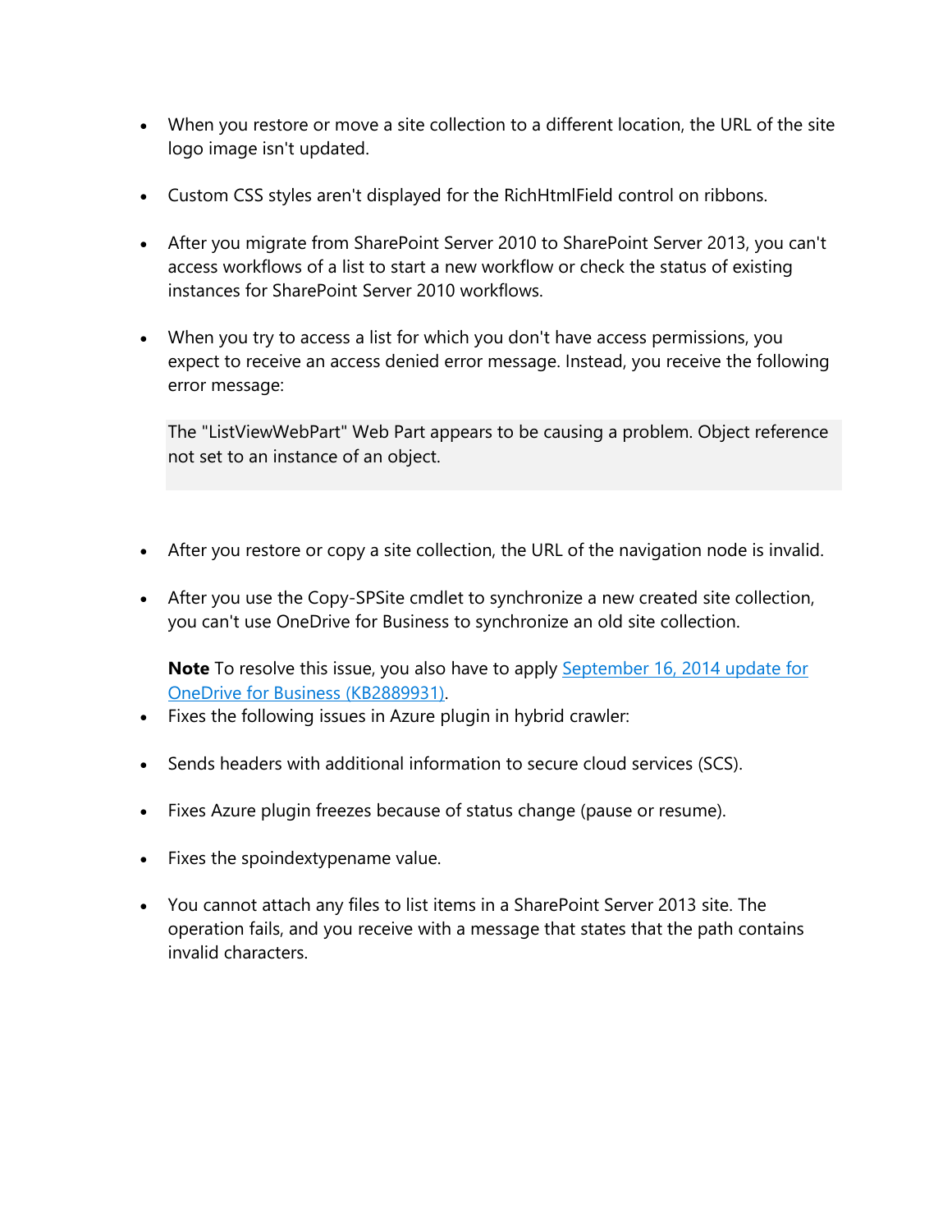- When you restore or move a site collection to a different location, the URL of the site logo image isn't updated.

- Custom CSS styles aren't displayed for the RichHtmlField control on ribbons.

- After you migrate from SharePoint Server 2010 to SharePoint Server 2013, you can't access workflows of a list to start a new workflow or check the status of existing instances for SharePoint Server 2010 workflows.

- When you try to access a list for which you don't have access permissions, you expect to receive an access denied error message. Instead, you receive the following error message:

  ```
  The "ListViewWebPart" Web Part appears to be causing a problem. Object reference not set to an instance of an object.
  ```

- After you restore or copy a site collection, the URL of the navigation node is invalid.

- After you use the Copy-SPSite cmdlet to synchronize a new created site collection, you can't use OneDrive for Business to synchronize an old site collection.

  **Note** To resolve this issue, you also have to apply [September 16, 2014 update for OneDrive for Business (KB2889931)](#).

- Fixes the following issues in Azure plugin in hybrid crawler:

- Sends headers with additional information to secure cloud services (SCS).

- Fixes Azure plugin freezes because of status change (pause or resume).

- Fixes the spoindextypename value.

- You cannot attach any files to list items in a SharePoint Server 2013 site. The operation fails, and you receive with a message that states that the path contains invalid characters.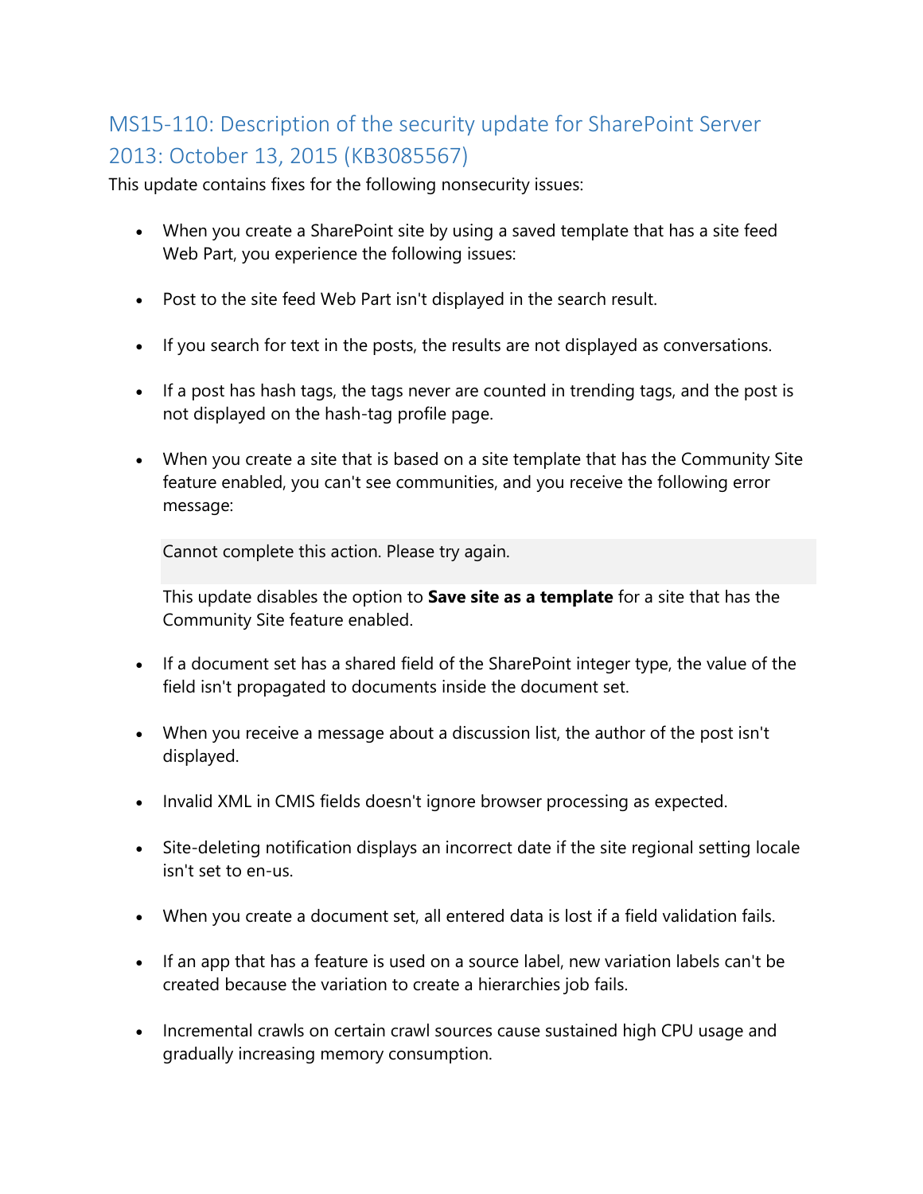## MS15-110: Description of the security update for SharePoint Server 2013: October 13, 2015 (KB3085567)

This update contains fixes for the following nonsecurity issues:

- When you create a SharePoint site by using a saved template that has a site feed Web Part, you experience the following issues:
- Post to the site feed Web Part isn't displayed in the search result.
- If you search for text in the posts, the results are not displayed as conversations.
- If a post has hash tags, the tags never are counted in trending tags, and the post is not displayed on the hash-tag profile page.
- When you create a site that is based on a site template that has the Community Site feature enabled, you can't see communities, and you receive the following error message:

  ```
  Cannot complete this action. Please try again.
  ```

  This update disables the option to **Save site as a template** for a site that has the Community Site feature enabled.
- If a document set has a shared field of the SharePoint integer type, the value of the field isn't propagated to documents inside the document set.
- When you receive a message about a discussion list, the author of the post isn't displayed.
- Invalid XML in CMIS fields doesn't ignore browser processing as expected.
- Site-deleting notification displays an incorrect date if the site regional setting locale isn't set to en-us.
- When you create a document set, all entered data is lost if a field validation fails.
- If an app that has a feature is used on a source label, new variation labels can't be created because the variation to create a hierarchies job fails.
- Incremental crawls on certain crawl sources cause sustained high CPU usage and gradually increasing memory consumption.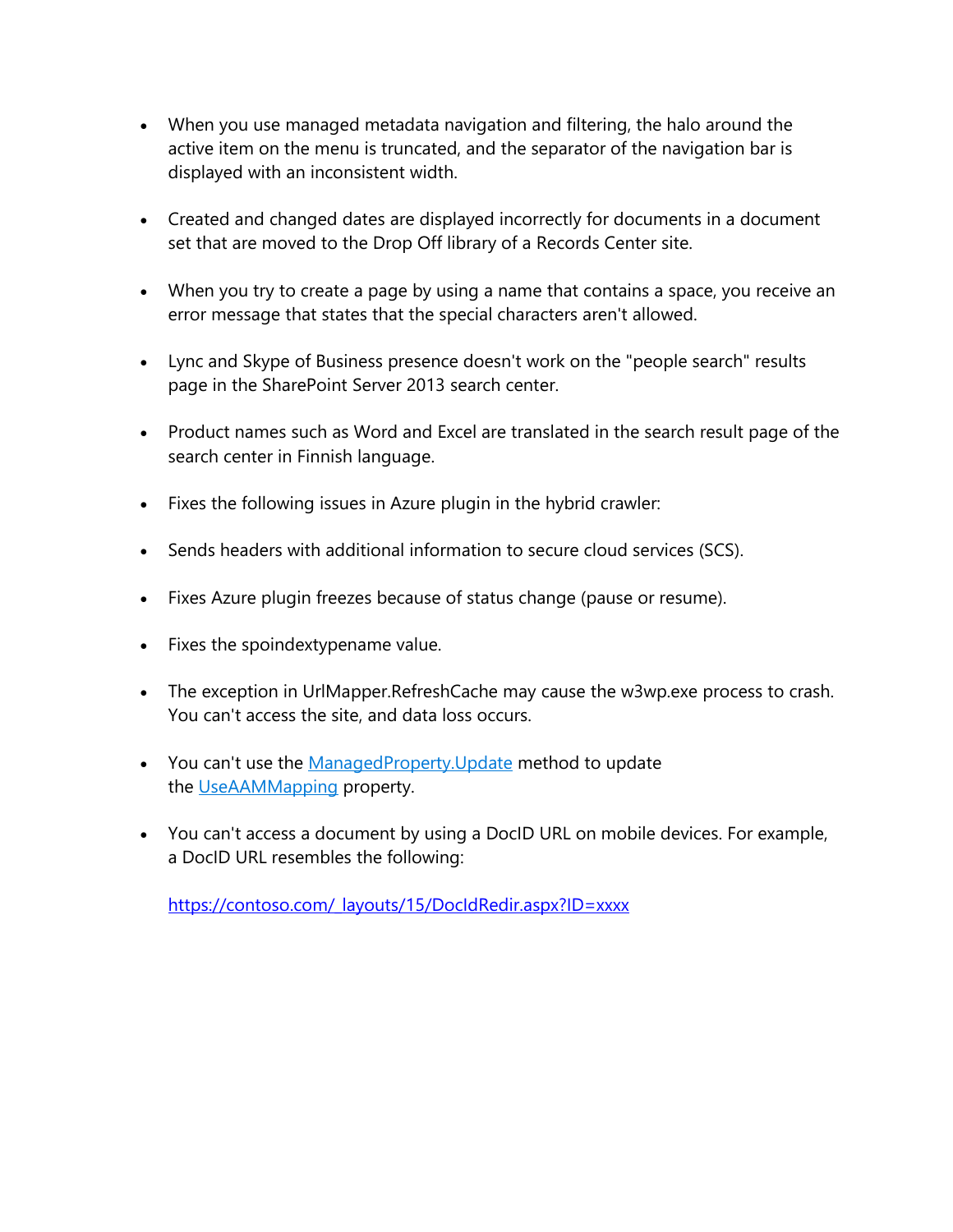- When you use managed metadata navigation and filtering, the halo around the active item on the menu is truncated, and the separator of the navigation bar is displayed with an inconsistent width.

- Created and changed dates are displayed incorrectly for documents in a document set that are moved to the Drop Off library of a Records Center site.

- When you try to create a page by using a name that contains a space, you receive an error message that states that the special characters aren't allowed.

- Lync and Skype of Business presence doesn't work on the "people search" results page in the SharePoint Server 2013 search center.

- Product names such as Word and Excel are translated in the search result page of the search center in Finnish language.

- Fixes the following issues in Azure plugin in the hybrid crawler:

- Sends headers with additional information to secure cloud services (SCS).

- Fixes Azure plugin freezes because of status change (pause or resume).

- Fixes the spoindextypename value.

- The exception in UrlMapper.RefreshCache may cause the w3wp.exe process to crash. You can't access the site, and data loss occurs.

- You can't use the [ManagedProperty.Update]() method to update the [UseAAMMapping]() property.

- You can't access a document by using a DocID URL on mobile devices. For example, a DocID URL resembles the following:

  [https://contoso.com/_layouts/15/DocIdRedir.aspx?ID=xxxx](https://contoso.com/_layouts/15/DocIdRedir.aspx?ID=xxxx)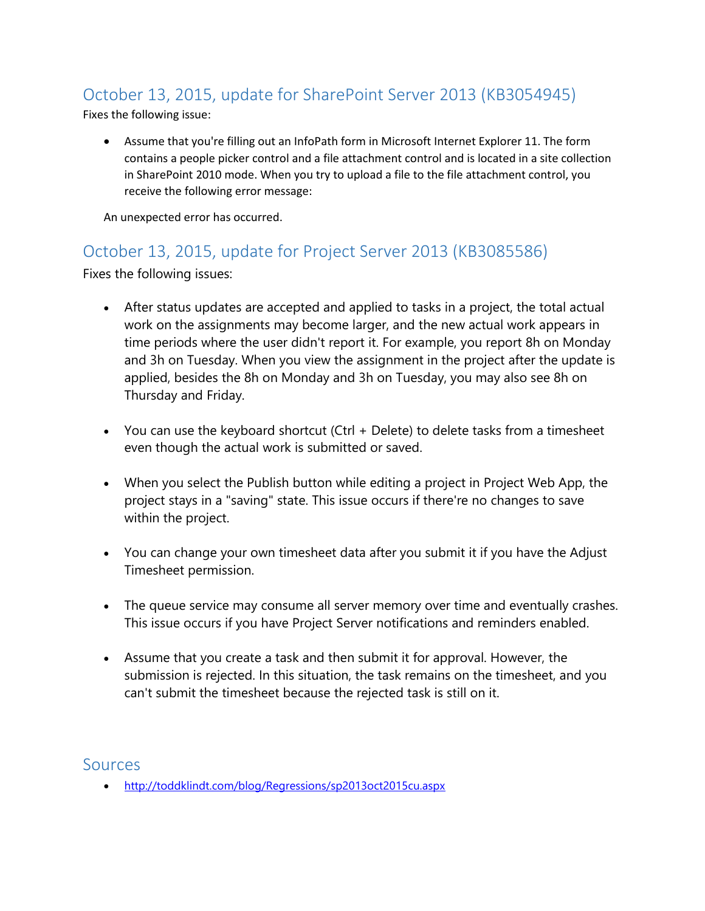## October 13, 2015, update for SharePoint Server 2013 (KB3054945)

Fixes the following issue:

- Assume that you're filling out an InfoPath form in Microsoft Internet Explorer 11. The form contains a people picker control and a file attachment control and is located in a site collection in SharePoint 2010 mode. When you try to upload a file to the file attachment control, you receive the following error message:

An unexpected error has occurred.

## October 13, 2015, update for Project Server 2013 (KB3085586)

Fixes the following issues:

- After status updates are accepted and applied to tasks in a project, the total actual work on the assignments may become larger, and the new actual work appears in time periods where the user didn't report it. For example, you report 8h on Monday and 3h on Tuesday. When you view the assignment in the project after the update is applied, besides the 8h on Monday and 3h on Tuesday, you may also see 8h on Thursday and Friday.

- You can use the keyboard shortcut (Ctrl + Delete) to delete tasks from a timesheet even though the actual work is submitted or saved.

- When you select the Publish button while editing a project in Project Web App, the project stays in a "saving" state. This issue occurs if there're no changes to save within the project.

- You can change your own timesheet data after you submit it if you have the Adjust Timesheet permission.

- The queue service may consume all server memory over time and eventually crashes. This issue occurs if you have Project Server notifications and reminders enabled.

- Assume that you create a task and then submit it for approval. However, the submission is rejected. In this situation, the task remains on the timesheet, and you can't submit the timesheet because the rejected task is still on it.

## Sources

- http://toddklindt.com/blog/Regressions/sp2013oct2015cu.aspx